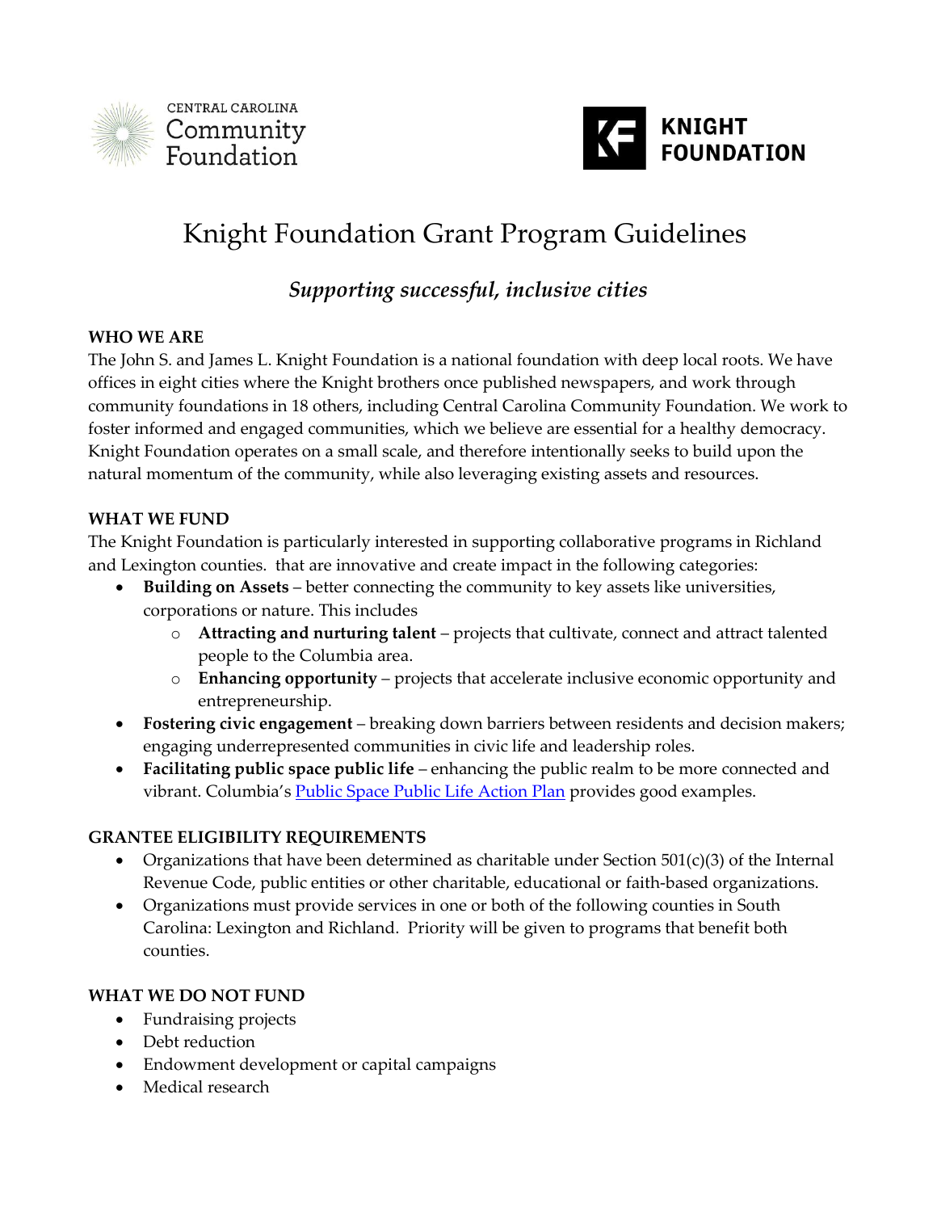# Knight Foundation Grant Program Guidelines

## *Supporting successful, inclusive cities*

**WHO WE ARE**

The John S. and James L. Knight Foundation is a national foundation with deep local roots. We have offices in eight cities where the Knight brothers once published newspapers, and work through community foundations in 18 others, including Central Carolina Community Foundation. We work to foster informed and engaged communities, which we believe are essential for a healthy democracy. Knight Foundation operates on a small scale, and therefore intentionally seeks to build upon the natural momentum of the community, while also leveraging existing assets and resources.

**WHAT WE FUND**

The Knight Foundation is particularly interested in supporting collaborative programs in Richland and Lexington counties. that are innovative and create impact in the following categories:

- **Building on Assets** – better connecting the community to key assets like universities, corporations or nature. This includes
  - **Attracting and nurturing talent** – projects that cultivate, connect and attract talented people to the Columbia area.
  - **Enhancing opportunity** – projects that accelerate inclusive economic opportunity and entrepreneurship.
- **Fostering civic engagement** – breaking down barriers between residents and decision makers; engaging underrepresented communities in civic life and leadership roles.
- **Facilitating public space public life** – enhancing the public realm to be more connected and vibrant. Columbia's Public Space Public Life Action Plan provides good examples.

**GRANTEE ELIGIBILITY REQUIREMENTS**

- Organizations that have been determined as charitable under Section 501(c)(3) of the Internal Revenue Code, public entities or other charitable, educational or faith-based organizations.
- Organizations must provide services in one or both of the following counties in South Carolina: Lexington and Richland. Priority will be given to programs that benefit both counties.

**WHAT WE DO NOT FUND**

- Fundraising projects
- Debt reduction
- Endowment development or capital campaigns
- Medical research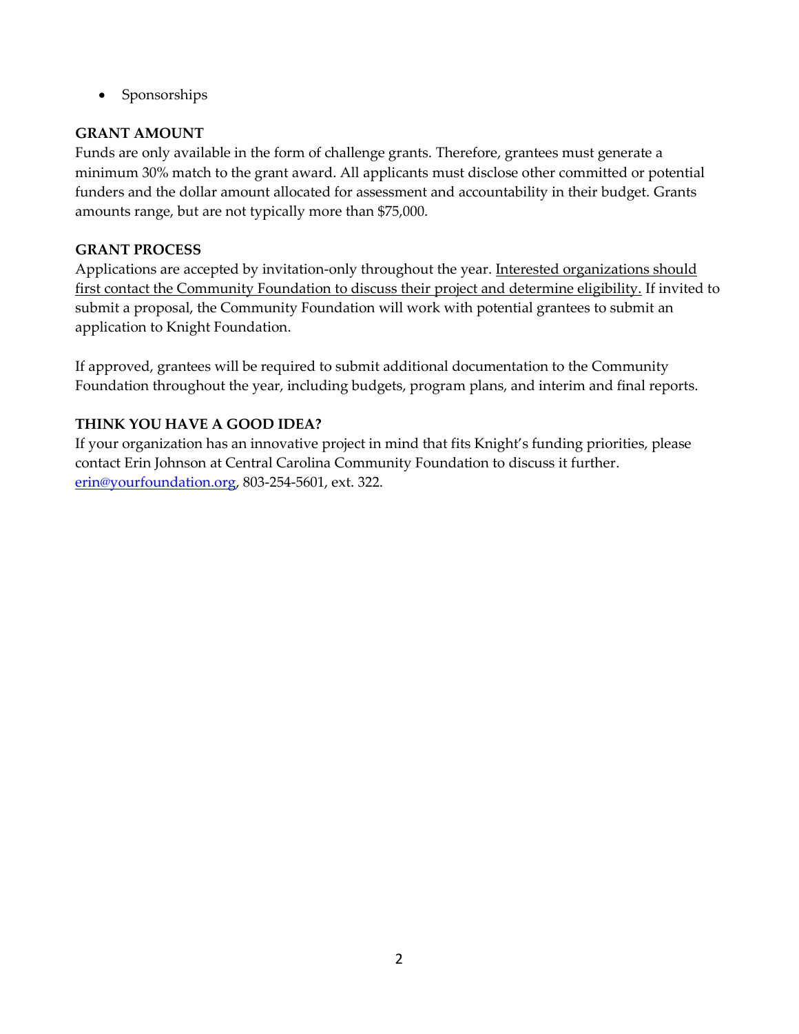- Sponsorships

**GRANT AMOUNT**

Funds are only available in the form of challenge grants. Therefore, grantees must generate a minimum 30% match to the grant award. All applicants must disclose other committed or potential funders and the dollar amount allocated for assessment and accountability in their budget. Grants amounts range, but are not typically more than $75,000.

**GRANT PROCESS**

Applications are accepted by invitation-only throughout the year. Interested organizations should first contact the Community Foundation to discuss their project and determine eligibility. If invited to submit a proposal, the Community Foundation will work with potential grantees to submit an application to Knight Foundation.

If approved, grantees will be required to submit additional documentation to the Community Foundation throughout the year, including budgets, program plans, and interim and final reports.

**THINK YOU HAVE A GOOD IDEA?**

If your organization has an innovative project in mind that fits Knight's funding priorities, please contact Erin Johnson at Central Carolina Community Foundation to discuss it further. erin@yourfoundation.org, 803-254-5601, ext. 322.